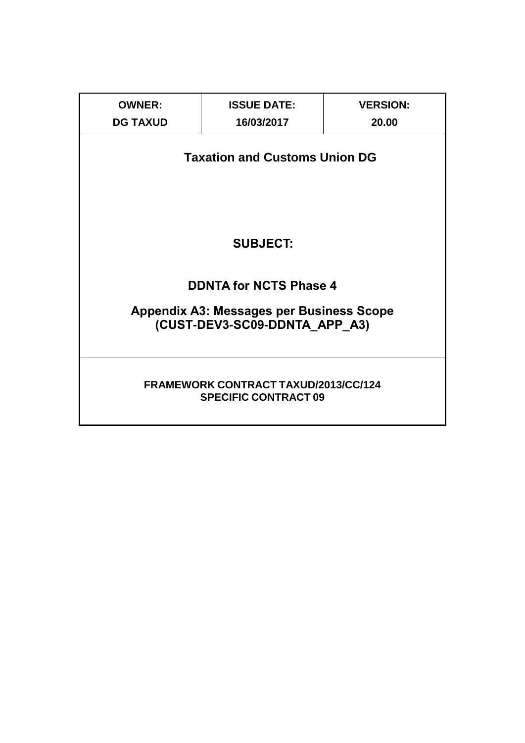| OWNER: | ISSUE DATE: | VERSION: |
|---|---|---|
| DG TAXUD | 16/03/2017 | 20.00 |

**Taxation and Customs Union DG**

**SUBJECT:**

**DDNTA for NCTS Phase 4**

**Appendix A3: Messages per Business Scope (CUST-DEV3-SC09-DDNTA_APP_A3)**

**FRAMEWORK CONTRACT TAXUD/2013/CC/124**
**SPECIFIC CONTRACT 09**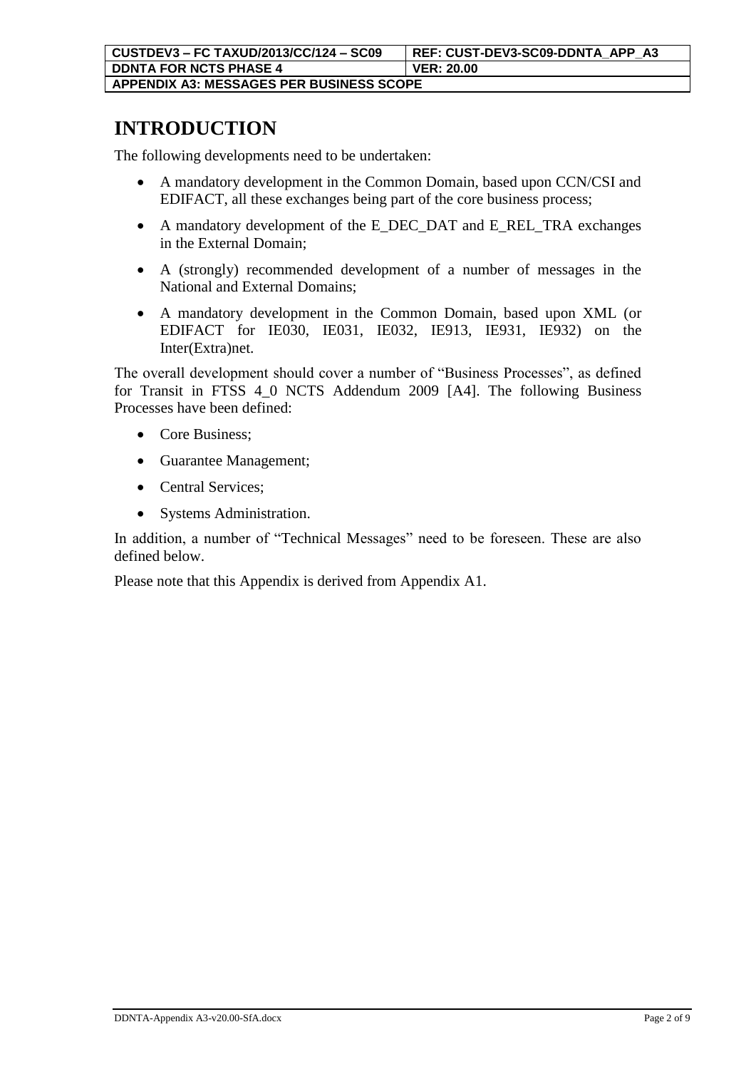# INTRODUCTION

The following developments need to be undertaken:

- A mandatory development in the Common Domain, based upon CCN/CSI and EDIFACT, all these exchanges being part of the core business process;
- A mandatory development of the E_DEC_DAT and E_REL_TRA exchanges in the External Domain;
- A (strongly) recommended development of a number of messages in the National and External Domains;
- A mandatory development in the Common Domain, based upon XML (or EDIFACT for IE030, IE031, IE032, IE913, IE931, IE932) on the Inter(Extra)net.

The overall development should cover a number of "Business Processes", as defined for Transit in FTSS 4_0 NCTS Addendum 2009 [A4]. The following Business Processes have been defined:

- Core Business;
- Guarantee Management;
- Central Services;
- Systems Administration.

In addition, a number of "Technical Messages" need to be foreseen. These are also defined below.

Please note that this Appendix is derived from Appendix A1.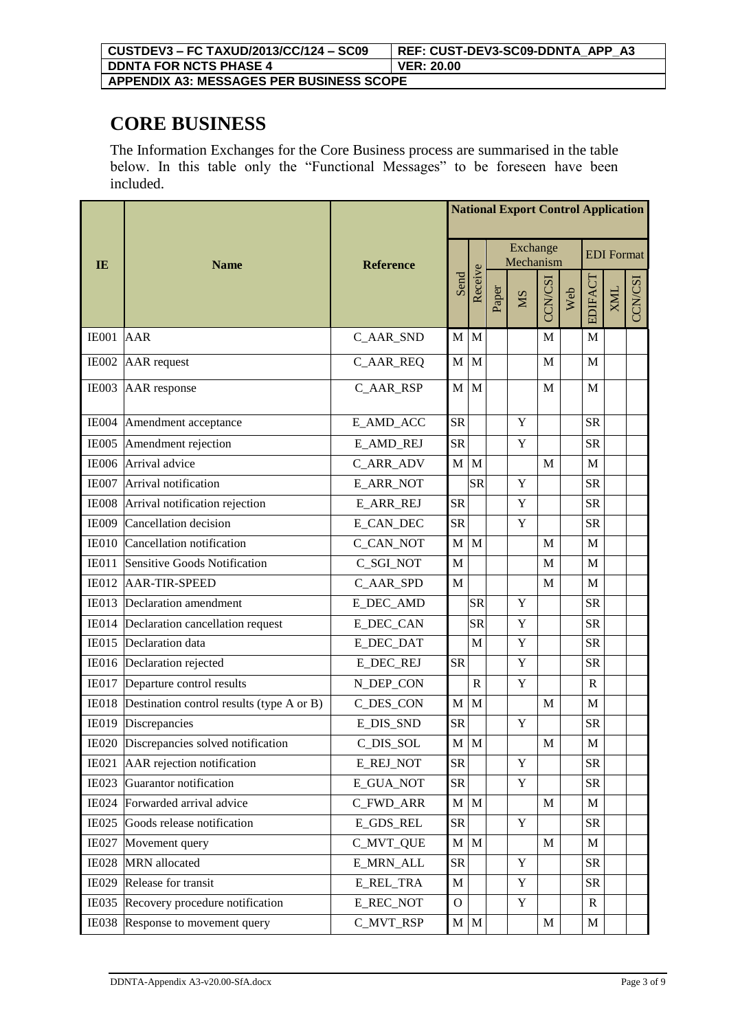# CORE BUSINESS

The Information Exchanges for the Core Business process are summarised in the table below. In this table only the "Functional Messages" to be foreseen have been included.

| IE | Name | Reference | National Export Control Application | | | | | | | | |
|---|---|---|---|---|---|---|---|---|---|---|---|
| | | | Send | Receive | Exchange Mechanism | | | | EDI Format | | |
| | | | | | Paper | MS | CCN/CSI | Web | EDIFACT | XML | CCN/CSI |
| IE001 | AAR | C_AAR_SND | M | M | | | M | | M | | |
| IE002 | AAR request | C_AAR_REQ | M | M | | | M | | M | | |
| IE003 | AAR response | C_AAR_RSP | M | M | | | M | | M | | |
| IE004 | Amendment acceptance | E_AMD_ACC | SR | | | Y | | | SR | | |
| IE005 | Amendment rejection | E_AMD_REJ | SR | | | Y | | | SR | | |
| IE006 | Arrival advice | C_ARR_ADV | M | M | | | M | | M | | |
| IE007 | Arrival notification | E_ARR_NOT | | SR | | Y | | | SR | | |
| IE008 | Arrival notification rejection | E_ARR_REJ | SR | | | Y | | | SR | | |
| IE009 | Cancellation decision | E_CAN_DEC | SR | | | Y | | | SR | | |
| IE010 | Cancellation notification | C_CAN_NOT | M | M | | | M | | M | | |
| IE011 | Sensitive Goods Notification | C_SGI_NOT | M | | | | M | | M | | |
| IE012 | AAR-TIR-SPEED | C_AAR_SPD | M | | | | M | | M | | |
| IE013 | Declaration amendment | E_DEC_AMD | | SR | | Y | | | SR | | |
| IE014 | Declaration cancellation request | E_DEC_CAN | | SR | | Y | | | SR | | |
| IE015 | Declaration data | E_DEC_DAT | | M | | Y | | | SR | | |
| IE016 | Declaration rejected | E_DEC_REJ | SR | | | Y | | | SR | | |
| IE017 | Departure control results | N_DEP_CON | | R | | Y | | | R | | |
| IE018 | Destination control results (type A or B) | C_DES_CON | M | M | | | M | | M | | |
| IE019 | Discrepancies | E_DIS_SND | SR | | | Y | | | SR | | |
| IE020 | Discrepancies solved notification | C_DIS_SOL | M | M | | | M | | M | | |
| IE021 | AAR rejection notification | E_REJ_NOT | SR | | | Y | | | SR | | |
| IE023 | Guarantor notification | E_GUA_NOT | SR | | | Y | | | SR | | |
| IE024 | Forwarded arrival advice | C_FWD_ARR | M | M | | | M | | M | | |
| IE025 | Goods release notification | E_GDS_REL | SR | | | Y | | | SR | | |
| IE027 | Movement query | C_MVT_QUE | M | M | | | M | | M | | |
| IE028 | MRN allocated | E_MRN_ALL | SR | | | Y | | | SR | | |
| IE029 | Release for transit | E_REL_TRA | M | | | Y | | | SR | | |
| IE035 | Recovery procedure notification | E_REC_NOT | O | | | Y | | | R | | |
| IE038 | Response to movement query | C_MVT_RSP | M | M | | | M | | M | | |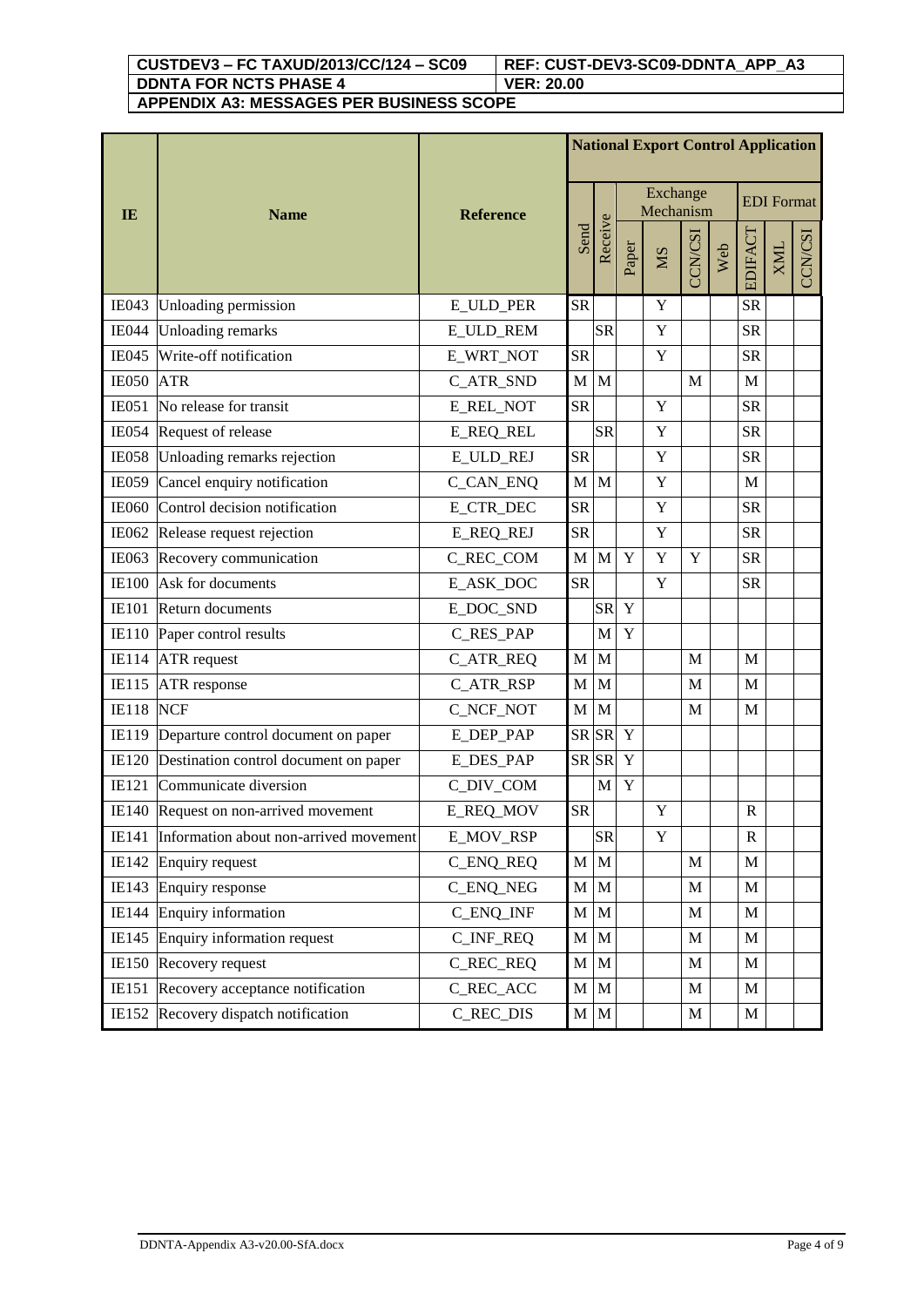| IE | Name | Reference | National Export Control Application | | | | | | | | |
|---|---|---|---|---|---|---|---|---|---|---|---|
| | | | | | Exchange Mechanism | | | | EDI Format | | |
| | | | Send | Receive | Paper | MS | CCN/CSI | Web | EDIFACT | XML | CCN/CSI |
| IE043 | Unloading permission | E_ULD_PER | SR | | | Y | | | SR | | |
| IE044 | Unloading remarks | E_ULD_REM | | SR | | Y | | | SR | | |
| IE045 | Write-off notification | E_WRT_NOT | SR | | | Y | | | SR | | |
| IE050 | ATR | C_ATR_SND | M | M | | | M | | M | | |
| IE051 | No release for transit | E_REL_NOT | SR | | | Y | | | SR | | |
| IE054 | Request of release | E_REQ_REL | | SR | | Y | | | SR | | |
| IE058 | Unloading remarks rejection | E_ULD_REJ | SR | | | Y | | | SR | | |
| IE059 | Cancel enquiry notification | C_CAN_ENQ | M | M | | Y | | | M | | |
| IE060 | Control decision notification | E_CTR_DEC | SR | | | Y | | | SR | | |
| IE062 | Release request rejection | E_REQ_REJ | SR | | | Y | | | SR | | |
| IE063 | Recovery communication | C_REC_COM | M | M | Y | Y | Y | | SR | | |
| IE100 | Ask for documents | E_ASK_DOC | SR | | | Y | | | SR | | |
| IE101 | Return documents | E_DOC_SND | | SR | Y | | | | | | |
| IE110 | Paper control results | C_RES_PAP | | M | Y | | | | | | |
| IE114 | ATR request | C_ATR_REQ | M | M | | | M | | M | | |
| IE115 | ATR response | C_ATR_RSP | M | M | | | M | | M | | |
| IE118 | NCF | C_NCF_NOT | M | M | | | M | | M | | |
| IE119 | Departure control document on paper | E_DEP_PAP | SR | SR | Y | | | | | | |
| IE120 | Destination control document on paper | E_DES_PAP | SR | SR | Y | | | | | | |
| IE121 | Communicate diversion | C_DIV_COM | | M | Y | | | | | | |
| IE140 | Request on non-arrived movement | E_REQ_MOV | SR | | | Y | | | R | | |
| IE141 | Information about non-arrived movement | E_MOV_RSP | | SR | | Y | | | R | | |
| IE142 | Enquiry request | C_ENQ_REQ | M | M | | | M | | M | | |
| IE143 | Enquiry response | C_ENQ_NEG | M | M | | | M | | M | | |
| IE144 | Enquiry information | C_ENQ_INF | M | M | | | M | | M | | |
| IE145 | Enquiry information request | C_INF_REQ | M | M | | | M | | M | | |
| IE150 | Recovery request | C_REC_REQ | M | M | | | M | | M | | |
| IE151 | Recovery acceptance notification | C_REC_ACC | M | M | | | M | | M | | |
| IE152 | Recovery dispatch notification | C_REC_DIS | M | M | | | M | | M | | |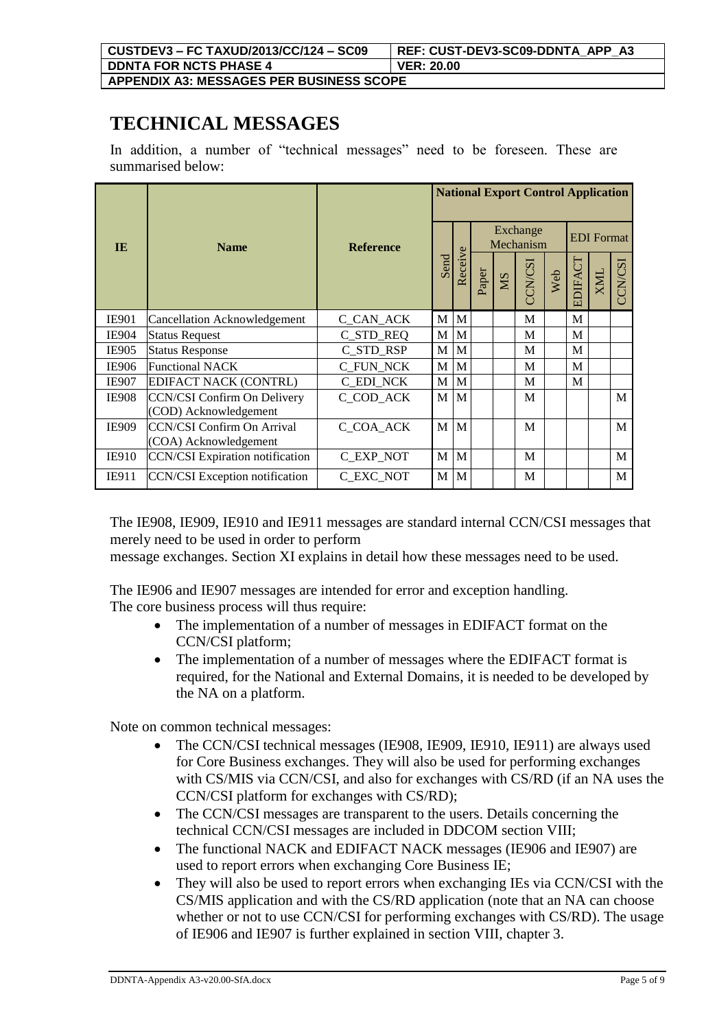# TECHNICAL MESSAGES

In addition, a number of "technical messages" need to be foreseen. These are summarised below:

| IE | Name | Reference | National Export Control Application | | | | | | | | |
|---|---|---|---|---|---|---|---|---|---|---|---|
| | | | | | Exchange Mechanism | | | | EDI Format | | |
| | | | Send | Receive | Paper | MS | CCN/CSI | Web | EDIFACT | XML | CCN/CSI |
| IE901 | Cancellation Acknowledgement | C_CAN_ACK | M | M | | | M | | M | | |
| IE904 | Status Request | C_STD_REQ | M | M | | | M | | M | | |
| IE905 | Status Response | C_STD_RSP | M | M | | | M | | M | | |
| IE906 | Functional NACK | C_FUN_NCK | M | M | | | M | | M | | |
| IE907 | EDIFACT NACK (CONTRL) | C_EDI_NCK | M | M | | | M | | M | | |
| IE908 | CCN/CSI Confirm On Delivery (COD) Acknowledgement | C_COD_ACK | M | M | | | M | | | | M |
| IE909 | CCN/CSI Confirm On Arrival (COA) Acknowledgement | C_COA_ACK | M | M | | | M | | | | M |
| IE910 | CCN/CSI Expiration notification | C_EXP_NOT | M | M | | | M | | | | M |
| IE911 | CCN/CSI Exception notification | C_EXC_NOT | M | M | | | M | | | | M |

The IE908, IE909, IE910 and IE911 messages are standard internal CCN/CSI messages that merely need to be used in order to perform message exchanges. Section XI explains in detail how these messages need to be used.

The IE906 and IE907 messages are intended for error and exception handling.
The core business process will thus require:

- The implementation of a number of messages in EDIFACT format on the CCN/CSI platform;
- The implementation of a number of messages where the EDIFACT format is required, for the National and External Domains, it is needed to be developed by the NA on a platform.

Note on common technical messages:

- The CCN/CSI technical messages (IE908, IE909, IE910, IE911) are always used for Core Business exchanges. They will also be used for performing exchanges with CS/MIS via CCN/CSI, and also for exchanges with CS/RD (if an NA uses the CCN/CSI platform for exchanges with CS/RD);
- The CCN/CSI messages are transparent to the users. Details concerning the technical CCN/CSI messages are included in DDCOM section VIII;
- The functional NACK and EDIFACT NACK messages (IE906 and IE907) are used to report errors when exchanging Core Business IE;
- They will also be used to report errors when exchanging IEs via CCN/CSI with the CS/MIS application and with the CS/RD application (note that an NA can choose whether or not to use CCN/CSI for performing exchanges with CS/RD). The usage of IE906 and IE907 is further explained in section VIII, chapter 3.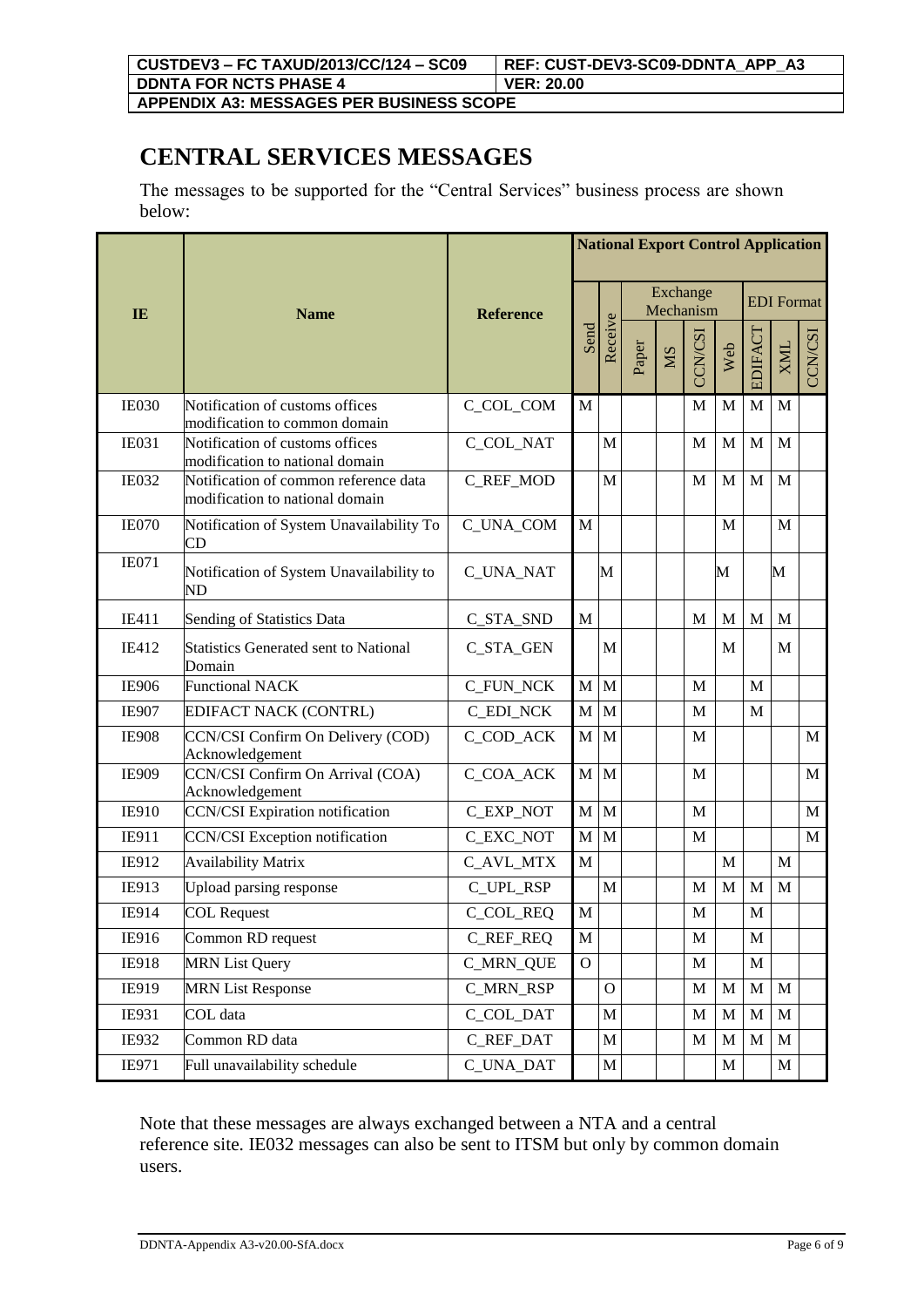# CENTRAL SERVICES MESSAGES

The messages to be supported for the "Central Services" business process are shown below:

| IE | Name | Reference | National Export Control Application | | | | | | | | |
|---|---|---|---|---|---|---|---|---|---|---|---|
| | | | Send | Receive | Exchange Mechanism | | | | EDI Format | | |
| | | | | | Paper | MS | CCN/CSI | Web | EDIFACT | XML | CCN/CSI |
| IE030 | Notification of customs offices modification to common domain | C_COL_COM | M | | | | M | M | M | M | |
| IE031 | Notification of customs offices modification to national domain | C_COL_NAT | | M | | | M | M | M | M | |
| IE032 | Notification of common reference data modification to national domain | C_REF_MOD | | M | | | M | M | M | M | |
| IE070 | Notification of System Unavailability To CD | C_UNA_COM | M | | | | | M | | M | |
| IE071 | Notification of System Unavailability to ND | C_UNA_NAT | | M | | | | M | | M | |
| IE411 | Sending of Statistics Data | C_STA_SND | M | | | | M | M | M | M | |
| IE412 | Statistics Generated sent to National Domain | C_STA_GEN | | M | | | | M | | M | |
| IE906 | Functional NACK | C_FUN_NCK | M | M | | | M | | M | | |
| IE907 | EDIFACT NACK (CONTRL) | C_EDI_NCK | M | M | | | M | | M | | |
| IE908 | CCN/CSI Confirm On Delivery (COD) Acknowledgement | C_COD_ACK | M | M | | | M | | | | M |
| IE909 | CCN/CSI Confirm On Arrival (COA) Acknowledgement | C_COA_ACK | M | M | | | M | | | | M |
| IE910 | CCN/CSI Expiration notification | C_EXP_NOT | M | M | | | M | | | | M |
| IE911 | CCN/CSI Exception notification | C_EXC_NOT | M | M | | | M | | | | M |
| IE912 | Availability Matrix | C_AVL_MTX | M | | | | | M | | M | |
| IE913 | Upload parsing response | C_UPL_RSP | | M | | | M | M | M | M | |
| IE914 | COL Request | C_COL_REQ | M | | | | M | | M | | |
| IE916 | Common RD request | C_REF_REQ | M | | | | M | | M | | |
| IE918 | MRN List Query | C_MRN_QUE | O | | | | M | | M | | |
| IE919 | MRN List Response | C_MRN_RSP | | O | | | M | M | M | M | |
| IE931 | COL data | C_COL_DAT | | M | | | M | M | M | M | |
| IE932 | Common RD data | C_REF_DAT | | M | | | M | M | M | M | |
| IE971 | Full unavailability schedule | C_UNA_DAT | | M | | | | M | | M | |

Note that these messages are always exchanged between a NTA and a central reference site. IE032 messages can also be sent to ITSM but only by common domain users.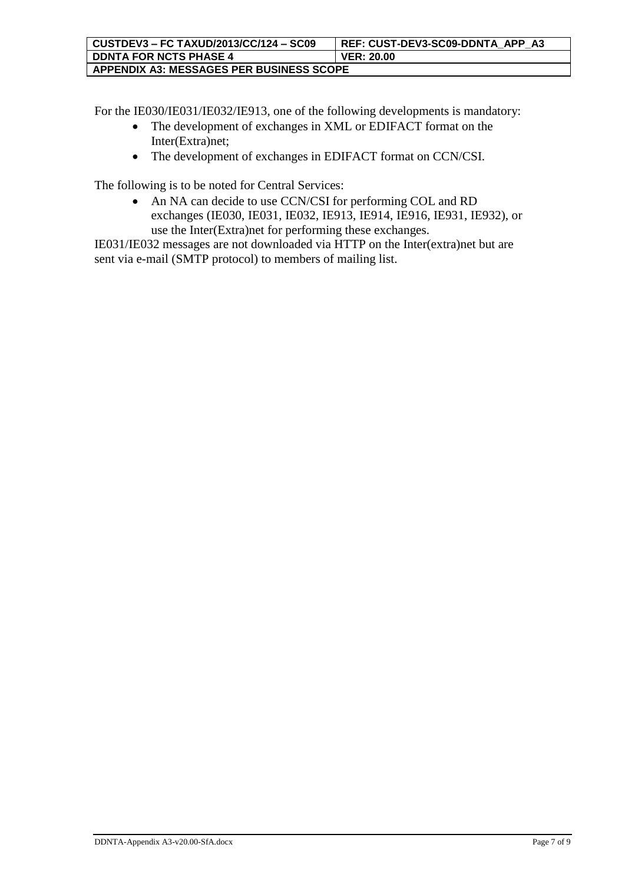For the IE030/IE031/IE032/IE913, one of the following developments is mandatory:

- The development of exchanges in XML or EDIFACT format on the Inter(Extra)net;
- The development of exchanges in EDIFACT format on CCN/CSI.

The following is to be noted for Central Services:

- An NA can decide to use CCN/CSI for performing COL and RD exchanges (IE030, IE031, IE032, IE913, IE914, IE916, IE931, IE932), or use the Inter(Extra)net for performing these exchanges.

IE031/IE032 messages are not downloaded via HTTP on the Inter(extra)net but are sent via e-mail (SMTP protocol) to members of mailing list.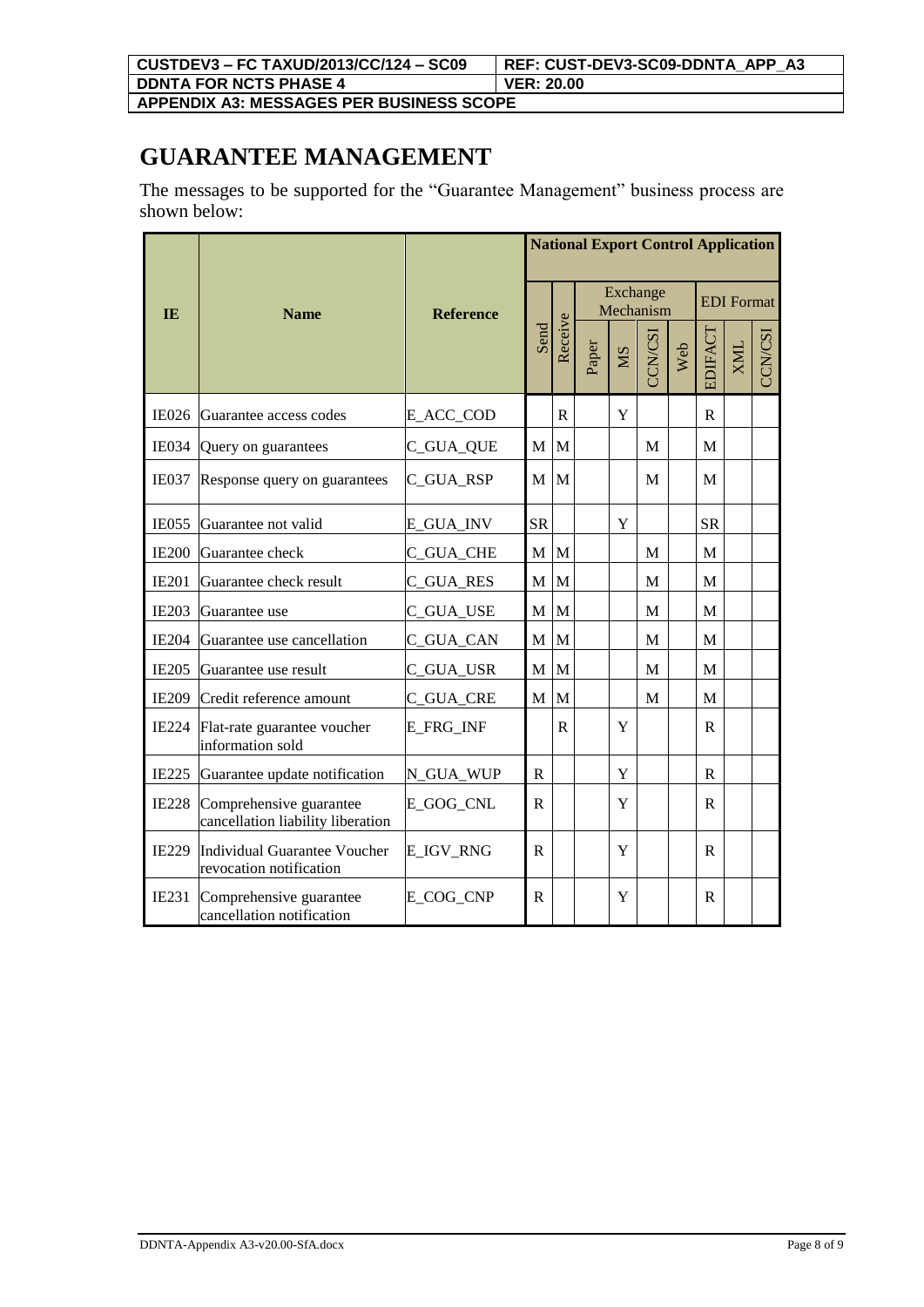# GUARANTEE MANAGEMENT

The messages to be supported for the “Guarantee Management” business process are shown below:

| IE | Name | Reference | National Export Control Application | | | | | | | | |
|---|---|---|---|---|---|---|---|---|---|---|---|
| | | | | | Exchange Mechanism | | | | EDI Format | | |
| | | | Send | Receive | Paper | MS | CCN/CSI | Web | EDIFACT | XML | CCN/CSI |
| IE026 | Guarantee access codes | E_ACC_COD | | R | | Y | | | R | | |
| IE034 | Query on guarantees | C_GUA_QUE | M | M | | | M | | M | | |
| IE037 | Response query on guarantees | C_GUA_RSP | M | M | | | M | | M | | |
| IE055 | Guarantee not valid | E_GUA_INV | SR | | | Y | | | SR | | |
| IE200 | Guarantee check | C_GUA_CHE | M | M | | | M | | M | | |
| IE201 | Guarantee check result | C_GUA_RES | M | M | | | M | | M | | |
| IE203 | Guarantee use | C_GUA_USE | M | M | | | M | | M | | |
| IE204 | Guarantee use cancellation | C_GUA_CAN | M | M | | | M | | M | | |
| IE205 | Guarantee use result | C_GUA_USR | M | M | | | M | | M | | |
| IE209 | Credit reference amount | C_GUA_CRE | M | M | | | M | | M | | |
| IE224 | Flat-rate guarantee voucher information sold | E_FRG_INF | | R | | Y | | | R | | |
| IE225 | Guarantee update notification | N_GUA_WUP | R | | | Y | | | R | | |
| IE228 | Comprehensive guarantee cancellation liability liberation | E_GOG_CNL | R | | | Y | | | R | | |
| IE229 | Individual Guarantee Voucher revocation notification | E_IGV_RNG | R | | | Y | | | R | | |
| IE231 | Comprehensive guarantee cancellation notification | E_COG_CNP | R | | | Y | | | R | | |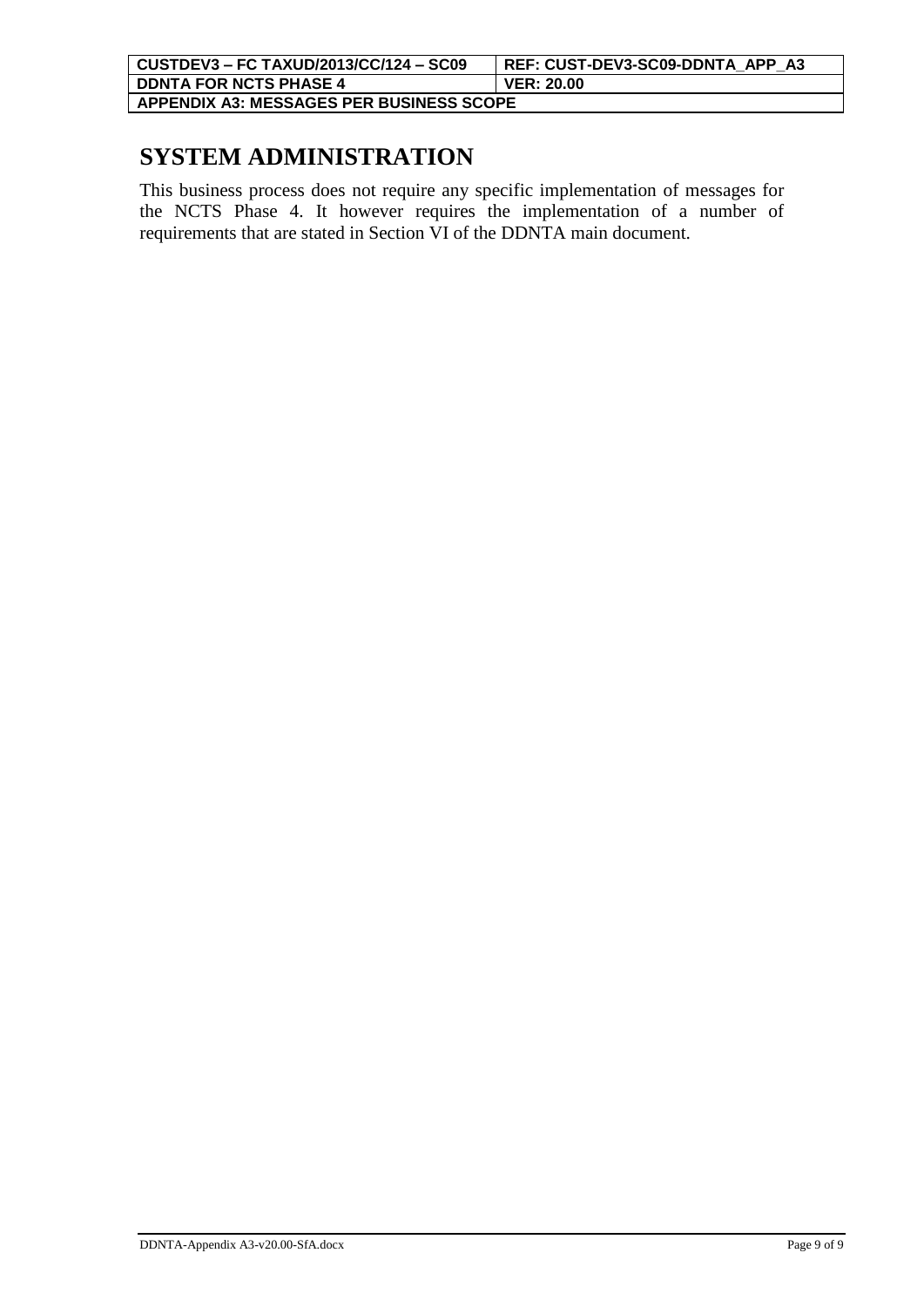# SYSTEM ADMINISTRATION

This business process does not require any specific implementation of messages for the NCTS Phase 4. It however requires the implementation of a number of requirements that are stated in Section VI of the DDNTA main document.